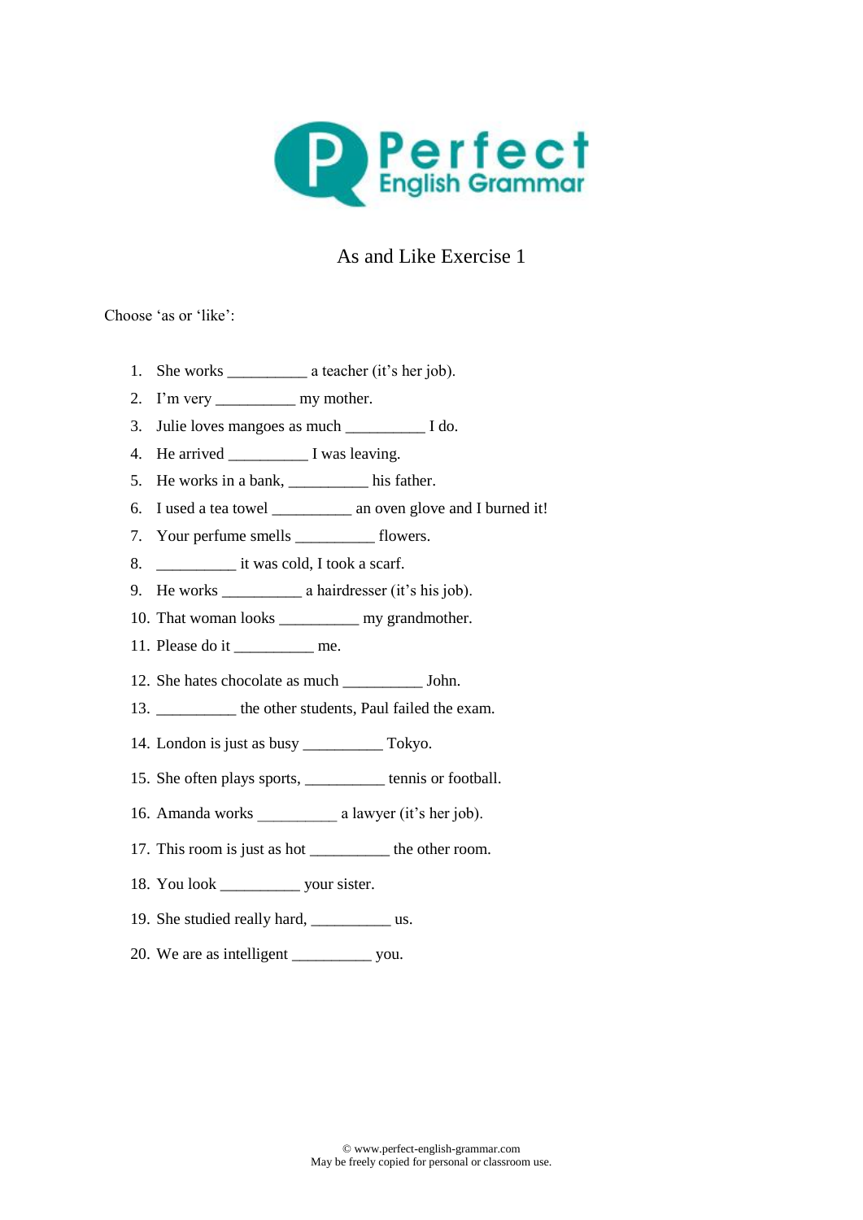# As and Like Exercise 1

Choose 'as or 'like':

1. She works __________ a teacher (it's her job).
2. I'm very __________ my mother.
3. Julie loves mangoes as much __________ I do.
4. He arrived __________ I was leaving.
5. He works in a bank, __________ his father.
6. I used a tea towel __________ an oven glove and I burned it!
7. Your perfume smells __________ flowers.
8. __________ it was cold, I took a scarf.
9. He works __________ a hairdresser (it's his job).
10. That woman looks __________ my grandmother.
11. Please do it __________ me.
12. She hates chocolate as much __________ John.
13. __________ the other students, Paul failed the exam.
14. London is just as busy __________ Tokyo.
15. She often plays sports, __________ tennis or football.
16. Amanda works __________ a lawyer (it's her job).
17. This room is just as hot __________ the other room.
18. You look __________ your sister.
19. She studied really hard, __________ us.
20. We are as intelligent __________ you.

© www.perfect-english-grammar.com
May be freely copied for personal or classroom use.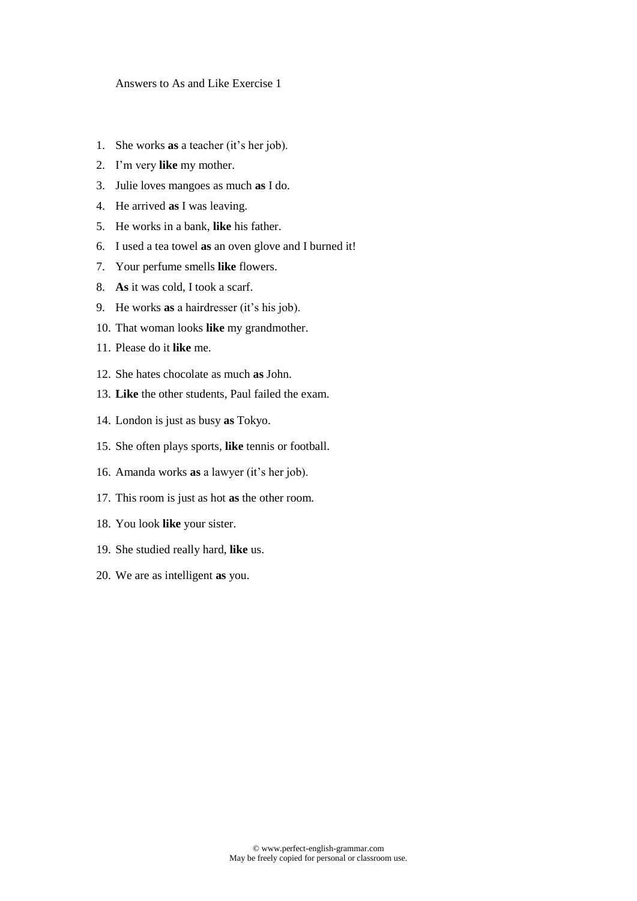Answers to As and Like Exercise 1

1. She works **as** a teacher (it's her job).
2. I'm very **like** my mother.
3. Julie loves mangoes as much **as** I do.
4. He arrived **as** I was leaving.
5. He works in a bank, **like** his father.
6. I used a tea towel **as** an oven glove and I burned it!
7. Your perfume smells **like** flowers.
8. **As** it was cold, I took a scarf.
9. He works **as** a hairdresser (it's his job).
10. That woman looks **like** my grandmother.
11. Please do it **like** me.
12. She hates chocolate as much **as** John.
13. **Like** the other students, Paul failed the exam.
14. London is just as busy **as** Tokyo.
15. She often plays sports, **like** tennis or football.
16. Amanda works **as** a lawyer (it's her job).
17. This room is just as hot **as** the other room.
18. You look **like** your sister.
19. She studied really hard, **like** us.
20. We are as intelligent **as** you.

© www.perfect-english-grammar.com
May be freely copied for personal or classroom use.